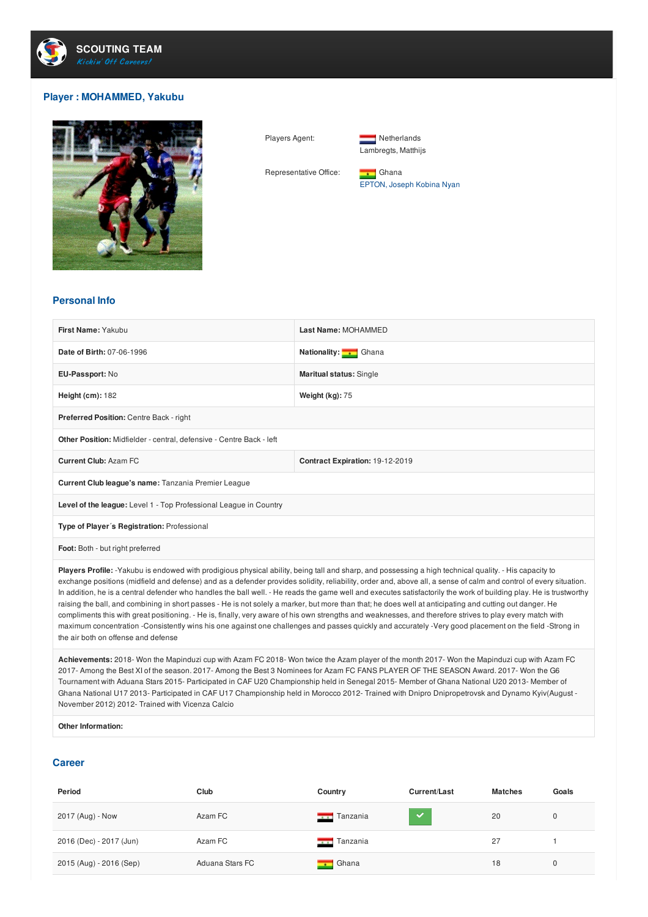**SCOUTING TEAM**
*Kickin' Off Careers!*

## Player : MOHAMMED, Yakubu

Players Agent: Netherlands
Lambregts, Matthijs

Representative Office: Ghana
EPTON, Joseph Kobina Nyan

### Personal Info

| | |
|---|---|
| **First Name:** Yakubu | **Last Name:** MOHAMMED |
| **Date of Birth:** 07-06-1996 | **Nationality:** Ghana |
| **EU-Passport:** No | **Maritual status:** Single |
| **Height (cm):** 182 | **Weight (kg):** 75 |
| **Preferred Position:** Centre Back - right | |
| **Other Position:** Midfielder - central, defensive - Centre Back - left | |
| **Current Club:** Azam FC | **Contract Expiration:** 19-12-2019 |
| **Current Club league's name:** Tanzania Premier League | |
| **Level of the league:** Level 1 - Top Professional League in Country | |
| **Type of Player´s Registration:** Professional | |
| **Foot:** Both - but right preferred | |
| **Players Profile:** -Yakubu is endowed with prodigious physical ability, being tall and sharp, and possessing a high technical quality. - His capacity to exchange positions (midfield and defense) and as a defender provides solidity, reliability, order and, above all, a sense of calm and control of every situation. In addition, he is a central defender who handles the ball well. - He reads the game well and executes satisfactorily the work of building play. He is trustworthy raising the ball, and combining in short passes - He is not solely a marker, but more than that; he does well at anticipating and cutting out danger. He compliments this with great positioning. - He is, finally, very aware of his own strengths and weaknesses, and therefore strives to play every match with maximum concentration -Consistently wins his one against one challenges and passes quickly and accurately -Very good placement on the field -Strong in the air both on offense and defense | |
| **Achievements:** 2018- Won the Mapinduzi cup with Azam FC 2018- Won twice the Azam player of the month 2017- Won the Mapinduzi cup with Azam FC 2017- Among the Best XI of the season. 2017- Among the Best 3 Nominees for Azam FC FANS PLAYER OF THE SEASON Award. 2017- Won the G6 Tournament with Aduana Stars 2015- Participated in CAF U20 Championship held in Senegal 2015- Member of Ghana National U20 2013- Member of Ghana National U17 2013- Participated in CAF U17 Championship held in Morocco 2012- Trained with Dnipro Dnipropetrovsk and Dynamo Kyiv(August - November 2012) 2012- Trained with Vicenza Calcio | |
| **Other Information:** | |

### Career

| Period | Club | Country | Current/Last | Matches | Goals |
|---|---|---|---|---|---|
| 2017 (Aug) - Now | Azam FC | Tanzania | ✔ | 20 | 0 |
| 2016 (Dec) - 2017 (Jun) | Azam FC | Tanzania | | 27 | 1 |
| 2015 (Aug) - 2016 (Sep) | Aduana Stars FC | Ghana | | 18 | 0 |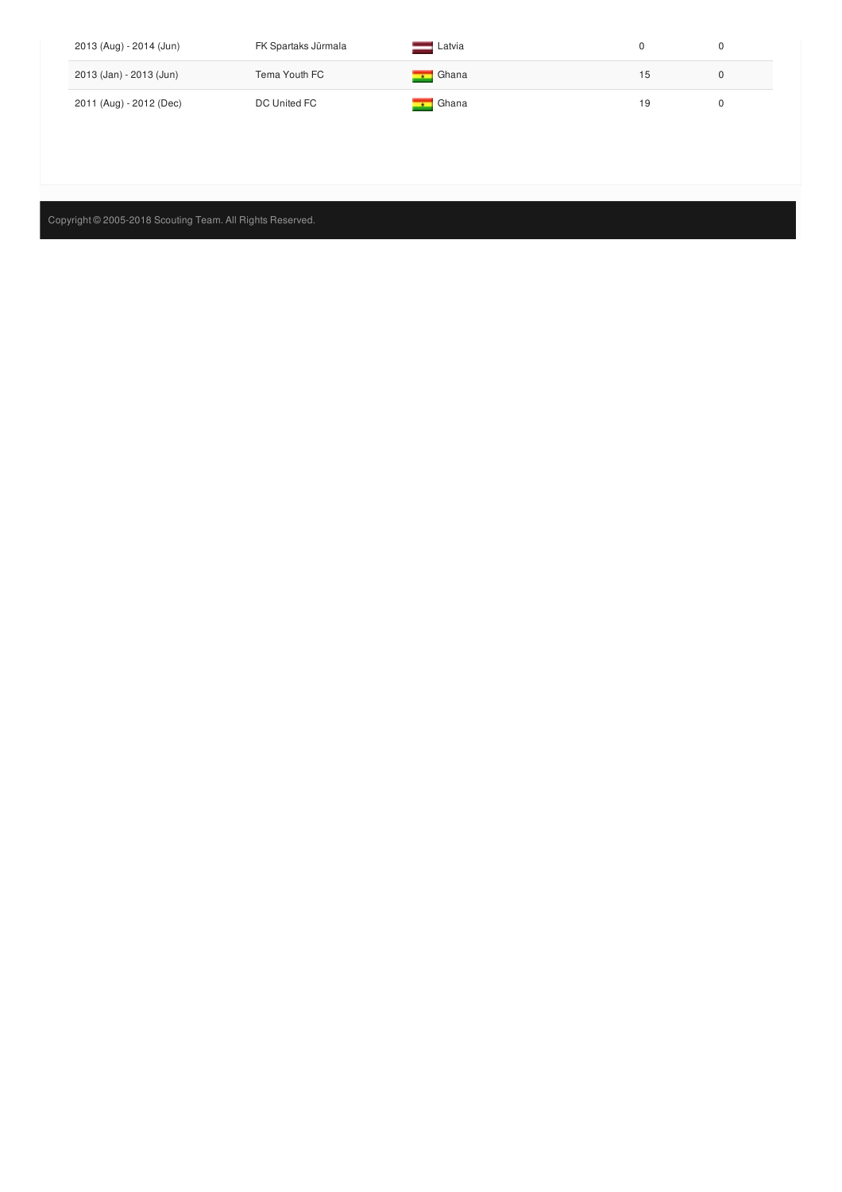| | | | | |
|---|---|---|---|---|
| 2013 (Aug) - 2014 (Jun) | FK Spartaks Jūrmala | Latvia | 0 | 0 |
| 2013 (Jan) - 2013 (Jun) | Tema Youth FC | Ghana | 15 | 0 |
| 2011 (Aug) - 2012 (Dec) | DC United FC | Ghana | 19 | 0 |

Copyright © 2005-2018 Scouting Team. All Rights Reserved.